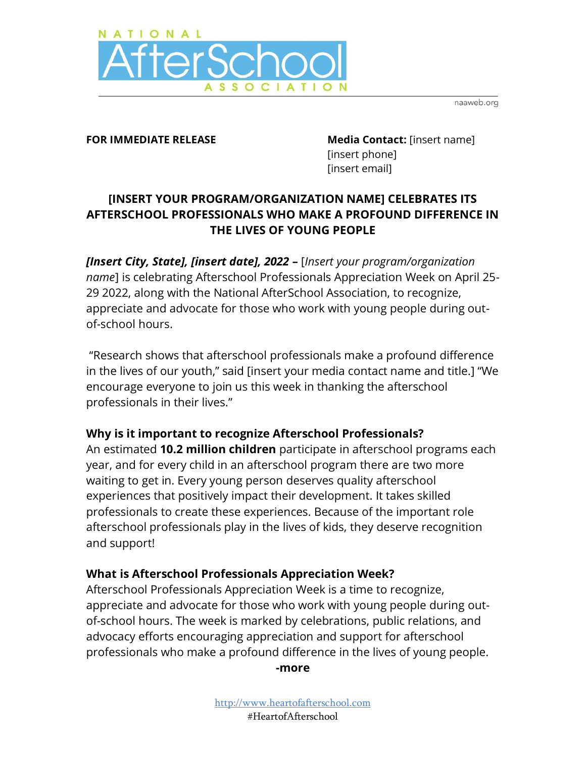NATIONAL AfterSchool ASSOCIATION

naaweb.org

**FOR IMMEDIATE RELEASE**

**Media Contact:** [insert name]
[insert phone]
[insert email]

## [INSERT YOUR PROGRAM/ORGANIZATION NAME] CELEBRATES ITS AFTERSCHOOL PROFESSIONALS WHO MAKE A PROFOUND DIFFERENCE IN THE LIVES OF YOUNG PEOPLE

***[Insert City, State], [insert date], 2022 –*** [*Insert your program/organization name*] is celebrating Afterschool Professionals Appreciation Week on April 25-29 2022, along with the National AfterSchool Association, to recognize, appreciate and advocate for those who work with young people during out-of-school hours.

"Research shows that afterschool professionals make a profound difference in the lives of our youth," said [insert your media contact name and title.] "We encourage everyone to join us this week in thanking the afterschool professionals in their lives."

### Why is it important to recognize Afterschool Professionals?

An estimated **10.2 million children** participate in afterschool programs each year, and for every child in an afterschool program there are two more waiting to get in. Every young person deserves quality afterschool experiences that positively impact their development. It takes skilled professionals to create these experiences. Because of the important role afterschool professionals play in the lives of kids, they deserve recognition and support!

### What is Afterschool Professionals Appreciation Week?

Afterschool Professionals Appreciation Week is a time to recognize, appreciate and advocate for those who work with young people during out-of-school hours. The week is marked by celebrations, public relations, and advocacy efforts encouraging appreciation and support for afterschool professionals who make a profound difference in the lives of young people.

**-more**

http://www.heartofafterschool.com
#HeartofAfterschool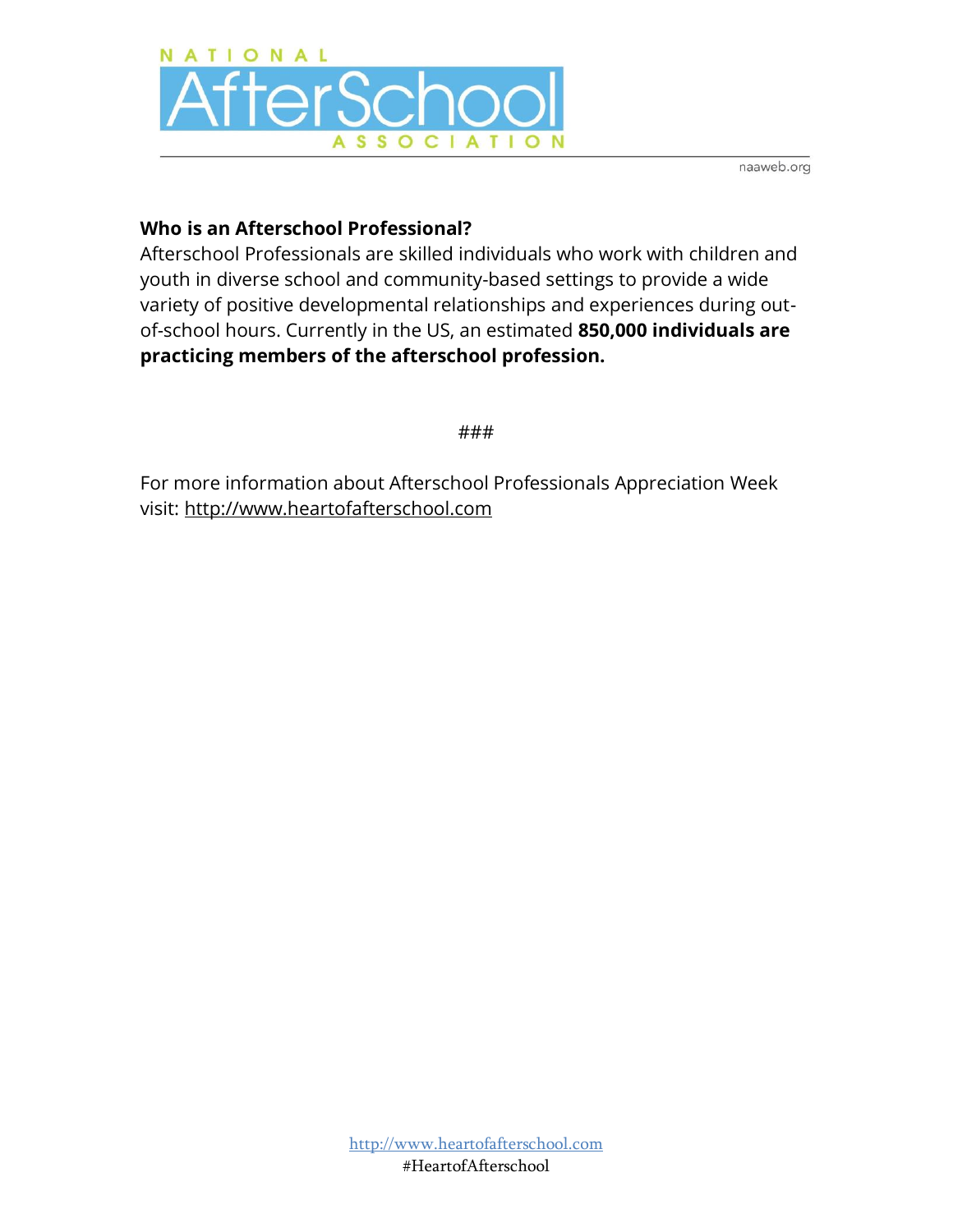**Who is an Afterschool Professional?**

Afterschool Professionals are skilled individuals who work with children and youth in diverse school and community-based settings to provide a wide variety of positive developmental relationships and experiences during out-of-school hours. Currently in the US, an estimated **850,000 individuals are practicing members of the afterschool profession.**

###

For more information about Afterschool Professionals Appreciation Week visit: http://www.heartofafterschool.com

http://www.heartofafterschool.com
#HeartofAfterschool